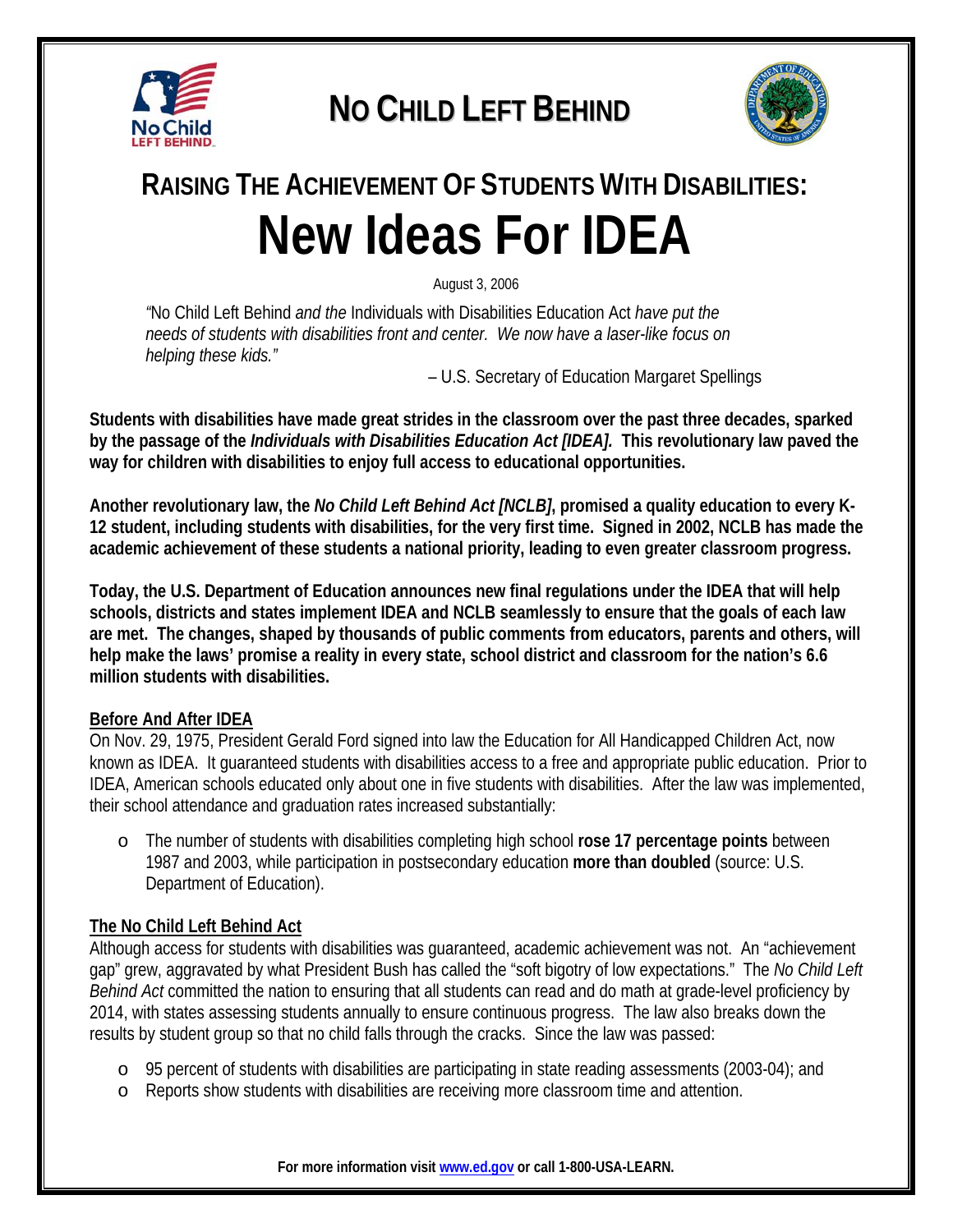# NO CHILD LEFT BEHIND

## RAISING THE ACHIEVEMENT OF STUDENTS WITH DISABILITIES:

# New Ideas For IDEA

August 3, 2006

*"*No Child Left Behind *and the* Individuals with Disabilities Education Act *have put the needs of students with disabilities front and center. We now have a laser-like focus on helping these kids."*

– U.S. Secretary of Education Margaret Spellings

**Students with disabilities have made great strides in the classroom over the past three decades, sparked by the passage of the *Individuals with Disabilities Education Act [IDEA].* This revolutionary law paved the way for children with disabilities to enjoy full access to educational opportunities.**

**Another revolutionary law, the *No Child Left Behind Act [NCLB]*, promised a quality education to every K-12 student, including students with disabilities, for the very first time. Signed in 2002, NCLB has made the academic achievement of these students a national priority, leading to even greater classroom progress.**

**Today, the U.S. Department of Education announces new final regulations under the IDEA that will help schools, districts and states implement IDEA and NCLB seamlessly to ensure that the goals of each law are met. The changes, shaped by thousands of public comments from educators, parents and others, will help make the laws' promise a reality in every state, school district and classroom for the nation's 6.6 million students with disabilities.**

### Before And After IDEA

On Nov. 29, 1975, President Gerald Ford signed into law the Education for All Handicapped Children Act, now known as IDEA. It guaranteed students with disabilities access to a free and appropriate public education. Prior to IDEA, American schools educated only about one in five students with disabilities. After the law was implemented, their school attendance and graduation rates increased substantially:

- The number of students with disabilities completing high school **rose 17 percentage points** between 1987 and 2003, while participation in postsecondary education **more than doubled** (source: U.S. Department of Education).

### The No Child Left Behind Act

Although access for students with disabilities was guaranteed, academic achievement was not. An "achievement gap" grew, aggravated by what President Bush has called the "soft bigotry of low expectations." The *No Child Left Behind Act* committed the nation to ensuring that all students can read and do math at grade-level proficiency by 2014, with states assessing students annually to ensure continuous progress. The law also breaks down the results by student group so that no child falls through the cracks. Since the law was passed:

- 95 percent of students with disabilities are participating in state reading assessments (2003-04); and
- Reports show students with disabilities are receiving more classroom time and attention.

**For more information visit www.ed.gov or call 1-800-USA-LEARN.**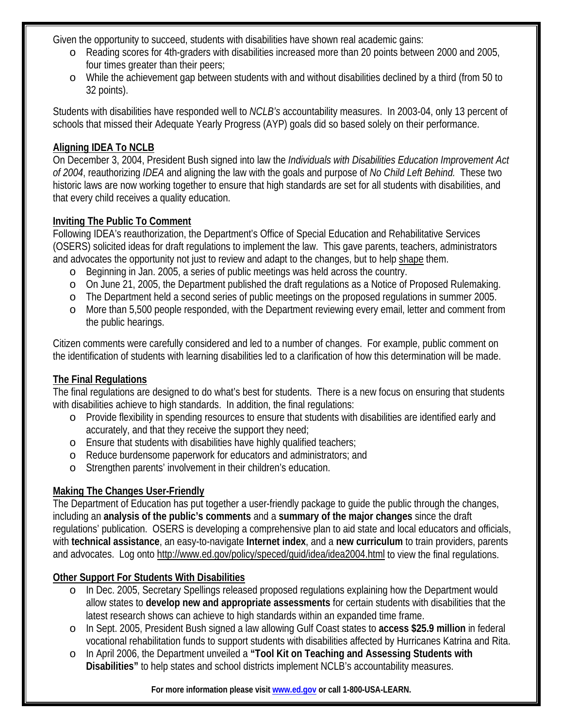Given the opportunity to succeed, students with disabilities have shown real academic gains:

- Reading scores for 4th-graders with disabilities increased more than 20 points between 2000 and 2005, four times greater than their peers;
- While the achievement gap between students with and without disabilities declined by a third (from 50 to 32 points).

Students with disabilities have responded well to *NCLB's* accountability measures. In 2003-04, only 13 percent of schools that missed their Adequate Yearly Progress (AYP) goals did so based solely on their performance.

## Aligning IDEA To NCLB

On December 3, 2004, President Bush signed into law the *Individuals with Disabilities Education Improvement Act of 2004*, reauthorizing *IDEA* and aligning the law with the goals and purpose of *No Child Left Behind.* These two historic laws are now working together to ensure that high standards are set for all students with disabilities, and that every child receives a quality education.

## Inviting The Public To Comment

Following IDEA's reauthorization, the Department's Office of Special Education and Rehabilitative Services (OSERS) solicited ideas for draft regulations to implement the law. This gave parents, teachers, administrators and advocates the opportunity not just to review and adapt to the changes, but to help shape them.

- Beginning in Jan. 2005, a series of public meetings was held across the country.
- On June 21, 2005, the Department published the draft regulations as a Notice of Proposed Rulemaking.
- The Department held a second series of public meetings on the proposed regulations in summer 2005.
- More than 5,500 people responded, with the Department reviewing every email, letter and comment from the public hearings.

Citizen comments were carefully considered and led to a number of changes. For example, public comment on the identification of students with learning disabilities led to a clarification of how this determination will be made.

## The Final Regulations

The final regulations are designed to do what's best for students. There is a new focus on ensuring that students with disabilities achieve to high standards. In addition, the final regulations:

- Provide flexibility in spending resources to ensure that students with disabilities are identified early and accurately, and that they receive the support they need;
- Ensure that students with disabilities have highly qualified teachers;
- Reduce burdensome paperwork for educators and administrators; and
- Strengthen parents' involvement in their children's education.

## Making The Changes User-Friendly

The Department of Education has put together a user-friendly package to guide the public through the changes, including an **analysis of the public's comments** and a **summary of the major changes** since the draft regulations' publication. OSERS is developing a comprehensive plan to aid state and local educators and officials, with **technical assistance**, an easy-to-navigate **Internet index**, and a **new curriculum** to train providers, parents and advocates. Log onto http://www.ed.gov/policy/speced/guid/idea/idea2004.html to view the final regulations.

## Other Support For Students With Disabilities

- In Dec. 2005, Secretary Spellings released proposed regulations explaining how the Department would allow states to **develop new and appropriate assessments** for certain students with disabilities that the latest research shows can achieve to high standards within an expanded time frame.
- In Sept. 2005, President Bush signed a law allowing Gulf Coast states to **access $25.9 million** in federal vocational rehabilitation funds to support students with disabilities affected by Hurricanes Katrina and Rita.
- In April 2006, the Department unveiled a **"Tool Kit on Teaching and Assessing Students with Disabilities"** to help states and school districts implement NCLB's accountability measures.

**For more information please visit www.ed.gov or call 1-800-USA-LEARN.**